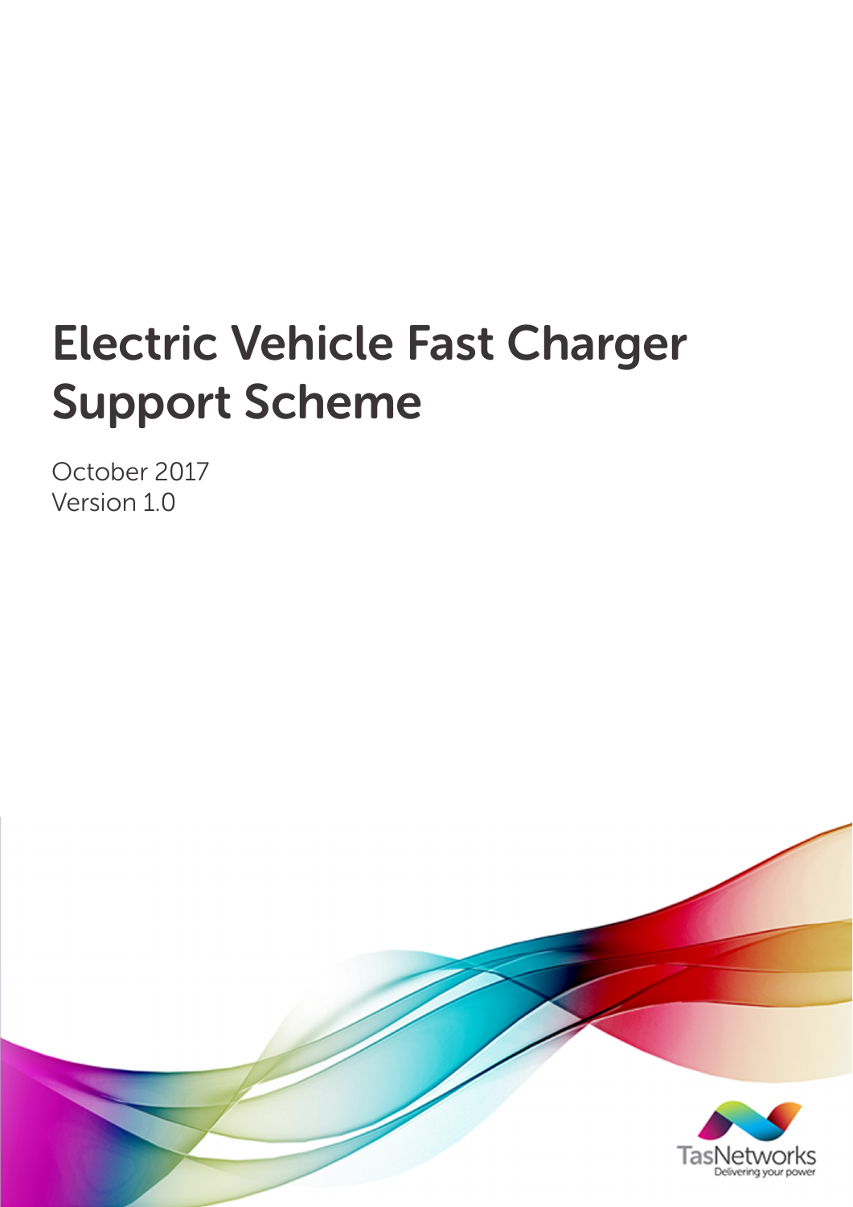# Electric Vehicle Fast Charger Support Scheme

October 2017
Version 1.0

TasNetworks
Delivering your power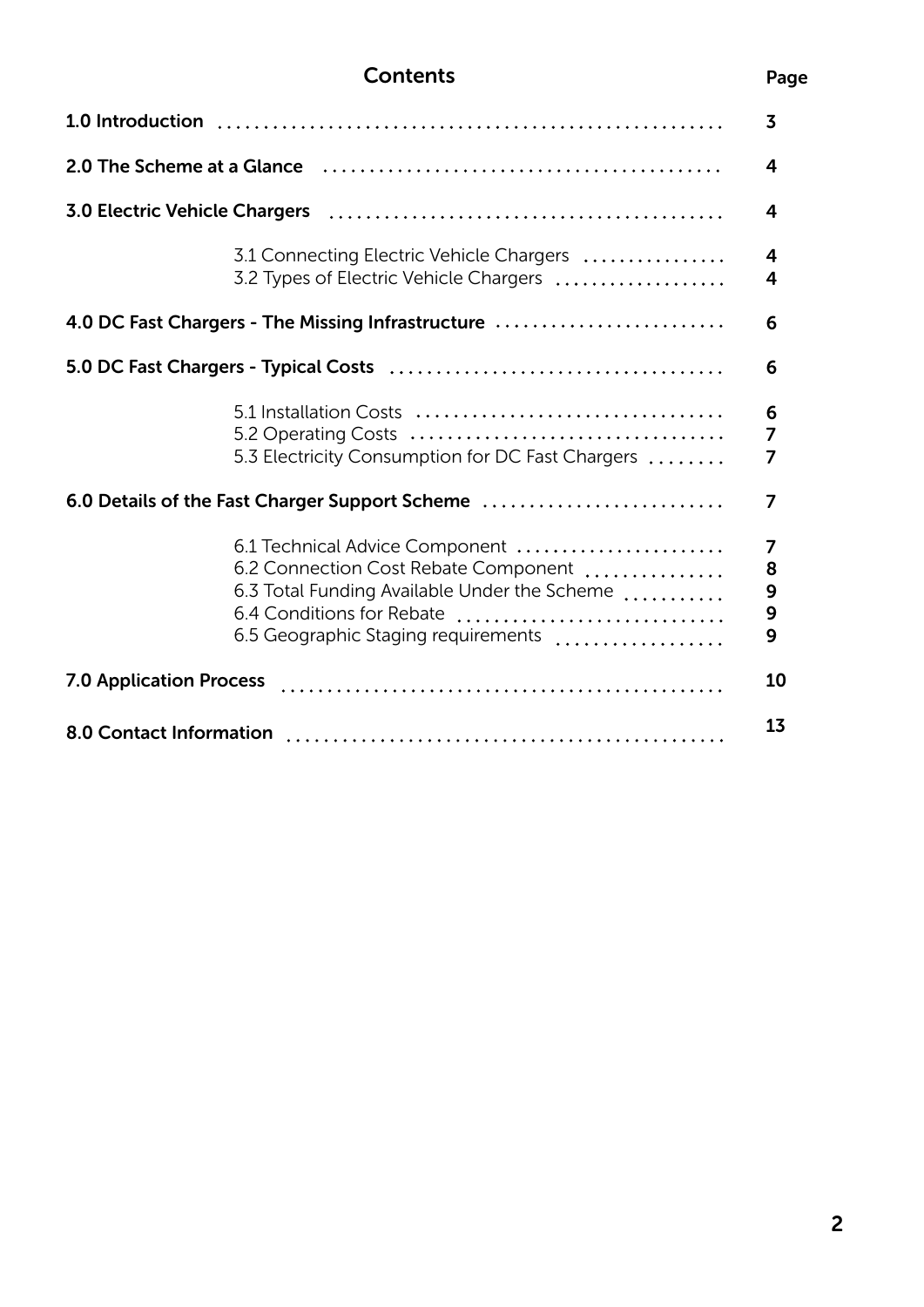# Contents

| Section | Page |
|---|---|
| **1.0 Introduction** | **3** |
| **2.0 The Scheme at a Glance** | **4** |
| **3.0 Electric Vehicle Chargers** | **4** |
| 3.1 Connecting Electric Vehicle Chargers | **4** |
| 3.2 Types of Electric Vehicle Chargers | **4** |
| **4.0 DC Fast Chargers - The Missing Infrastructure** | **6** |
| **5.0 DC Fast Chargers - Typical Costs** | **6** |
| 5.1 Installation Costs | **6** |
| 5.2 Operating Costs | **7** |
| 5.3 Electricity Consumption for DC Fast Chargers | **7** |
| **6.0 Details of the Fast Charger Support Scheme** | **7** |
| 6.1 Technical Advice Component | **7** |
| 6.2 Connection Cost Rebate Component | **8** |
| 6.3 Total Funding Available Under the Scheme | **9** |
| 6.4 Conditions for Rebate | **9** |
| 6.5 Geographic Staging requirements | **9** |
| **7.0 Application Process** | **10** |
| **8.0 Contact Information** | **13** |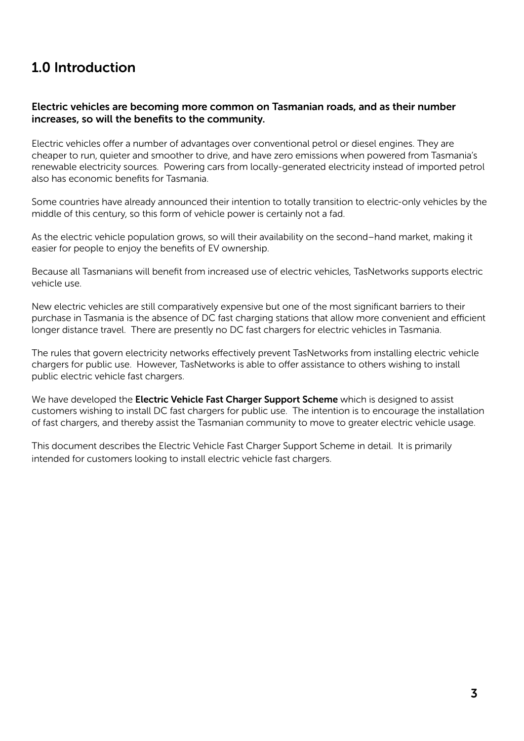## 1.0 Introduction

**Electric vehicles are becoming more common on Tasmanian roads, and as their number increases, so will the benefits to the community.**

Electric vehicles offer a number of advantages over conventional petrol or diesel engines. They are cheaper to run, quieter and smoother to drive, and have zero emissions when powered from Tasmania's renewable electricity sources. Powering cars from locally-generated electricity instead of imported petrol also has economic benefits for Tasmania.

Some countries have already announced their intention to totally transition to electric-only vehicles by the middle of this century, so this form of vehicle power is certainly not a fad.

As the electric vehicle population grows, so will their availability on the second–hand market, making it easier for people to enjoy the benefits of EV ownership.

Because all Tasmanians will benefit from increased use of electric vehicles, TasNetworks supports electric vehicle use.

New electric vehicles are still comparatively expensive but one of the most significant barriers to their purchase in Tasmania is the absence of DC fast charging stations that allow more convenient and efficient longer distance travel. There are presently no DC fast chargers for electric vehicles in Tasmania.

The rules that govern electricity networks effectively prevent TasNetworks from installing electric vehicle chargers for public use. However, TasNetworks is able to offer assistance to others wishing to install public electric vehicle fast chargers.

We have developed the **Electric Vehicle Fast Charger Support Scheme** which is designed to assist customers wishing to install DC fast chargers for public use. The intention is to encourage the installation of fast chargers, and thereby assist the Tasmanian community to move to greater electric vehicle usage.

This document describes the Electric Vehicle Fast Charger Support Scheme in detail. It is primarily intended for customers looking to install electric vehicle fast chargers.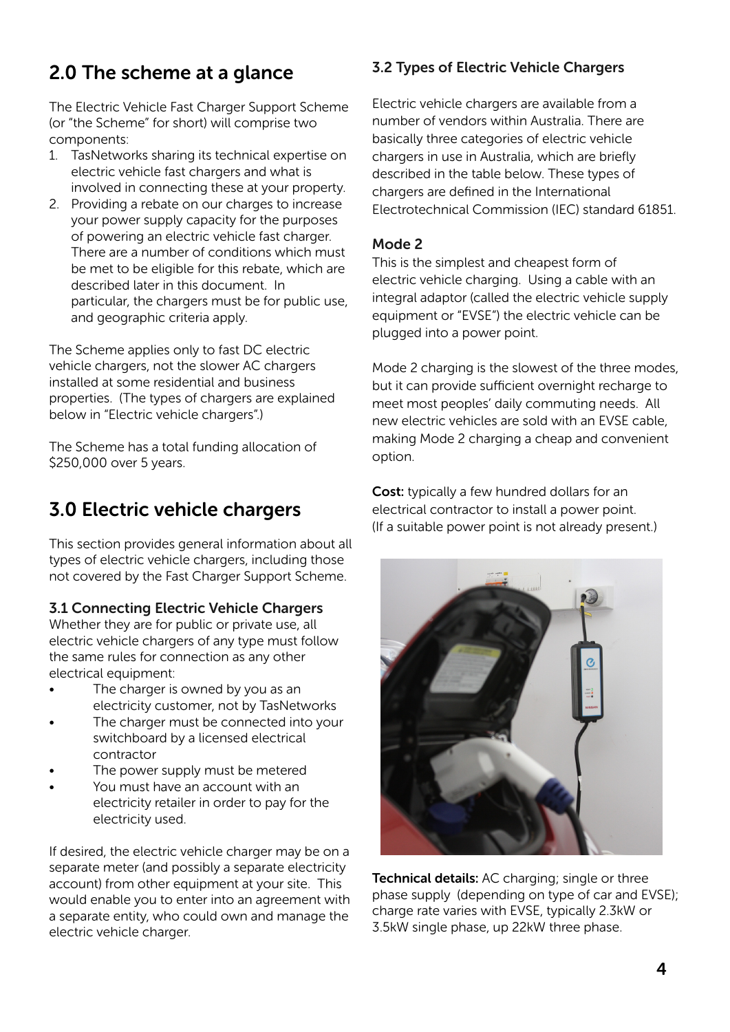## 2.0 The scheme at a glance

The Electric Vehicle Fast Charger Support Scheme (or "the Scheme" for short) will comprise two components:

1. TasNetworks sharing its technical expertise on electric vehicle fast chargers and what is involved in connecting these at your property.
2. Providing a rebate on our charges to increase your power supply capacity for the purposes of powering an electric vehicle fast charger. There are a number of conditions which must be met to be eligible for this rebate, which are described later in this document. In particular, the chargers must be for public use, and geographic criteria apply.

The Scheme applies only to fast DC electric vehicle chargers, not the slower AC chargers installed at some residential and business properties. (The types of chargers are explained below in "Electric vehicle chargers".)

The Scheme has a total funding allocation of $250,000 over 5 years.

## 3.0 Electric vehicle chargers

This section provides general information about all types of electric vehicle chargers, including those not covered by the Fast Charger Support Scheme.

### 3.1 Connecting Electric Vehicle Chargers

Whether they are for public or private use, all electric vehicle chargers of any type must follow the same rules for connection as any other electrical equipment:

- The charger is owned by you as an electricity customer, not by TasNetworks
- The charger must be connected into your switchboard by a licensed electrical contractor
- The power supply must be metered
- You must have an account with an electricity retailer in order to pay for the electricity used.

If desired, the electric vehicle charger may be on a separate meter (and possibly a separate electricity account) from other equipment at your site. This would enable you to enter into an agreement with a separate entity, who could own and manage the electric vehicle charger.

### 3.2 Types of Electric Vehicle Chargers

Electric vehicle chargers are available from a number of vendors within Australia. There are basically three categories of electric vehicle chargers in use in Australia, which are briefly described in the table below. These types of chargers are defined in the International Electrotechnical Commission (IEC) standard 61851.

#### Mode 2

This is the simplest and cheapest form of electric vehicle charging. Using a cable with an integral adaptor (called the electric vehicle supply equipment or "EVSE") the electric vehicle can be plugged into a power point.

Mode 2 charging is the slowest of the three modes, but it can provide sufficient overnight recharge to meet most peoples' daily commuting needs. All new electric vehicles are sold with an EVSE cable, making Mode 2 charging a cheap and convenient option.

**Cost:** typically a few hundred dollars for an electrical contractor to install a power point. (If a suitable power point is not already present.)

**Technical details:** AC charging; single or three phase supply (depending on type of car and EVSE); charge rate varies with EVSE, typically 2.3kW or 3.5kW single phase, up 22kW three phase.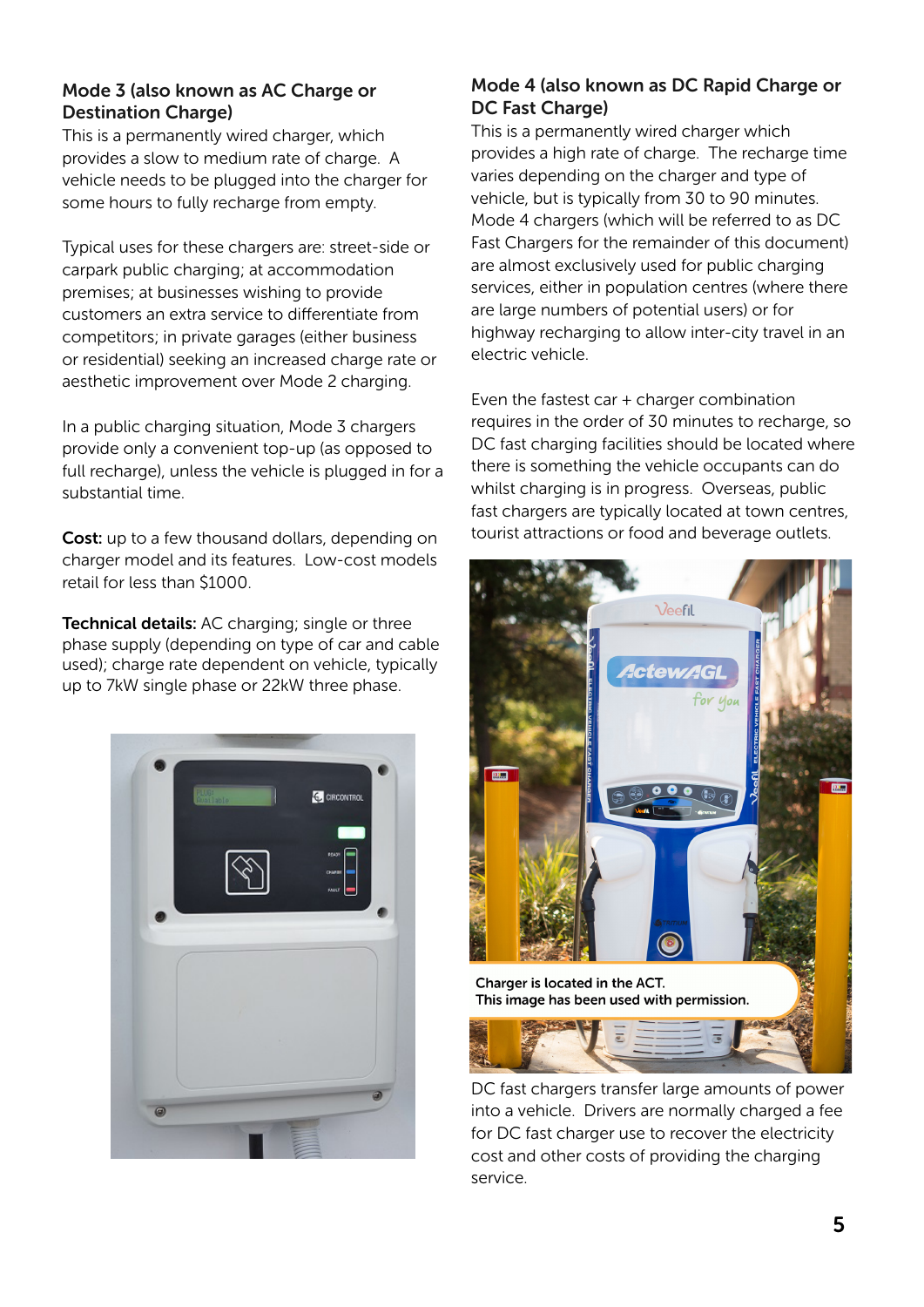## Mode 3 (also known as AC Charge or Destination Charge)

This is a permanently wired charger, which provides a slow to medium rate of charge. A vehicle needs to be plugged into the charger for some hours to fully recharge from empty.

Typical uses for these chargers are: street-side or carpark public charging; at accommodation premises; at businesses wishing to provide customers an extra service to differentiate from competitors; in private garages (either business or residential) seeking an increased charge rate or aesthetic improvement over Mode 2 charging.

In a public charging situation, Mode 3 chargers provide only a convenient top-up (as opposed to full recharge), unless the vehicle is plugged in for a substantial time.

**Cost:** up to a few thousand dollars, depending on charger model and its features. Low-cost models retail for less than $1000.

**Technical details:** AC charging; single or three phase supply (depending on type of car and cable used); charge rate dependent on vehicle, typically up to 7kW single phase or 22kW three phase.

## Mode 4 (also known as DC Rapid Charge or DC Fast Charge)

This is a permanently wired charger which provides a high rate of charge. The recharge time varies depending on the charger and type of vehicle, but is typically from 30 to 90 minutes. Mode 4 chargers (which will be referred to as DC Fast Chargers for the remainder of this document) are almost exclusively used for public charging services, either in population centres (where there are large numbers of potential users) or for highway recharging to allow inter-city travel in an electric vehicle.

Even the fastest car + charger combination requires in the order of 30 minutes to recharge, so DC fast charging facilities should be located where there is something the vehicle occupants can do whilst charging is in progress. Overseas, public fast chargers are typically located at town centres, tourist attractions or food and beverage outlets.

Charger is located in the ACT.
This image has been used with permission.

DC fast chargers transfer large amounts of power into a vehicle. Drivers are normally charged a fee for DC fast charger use to recover the electricity cost and other costs of providing the charging service.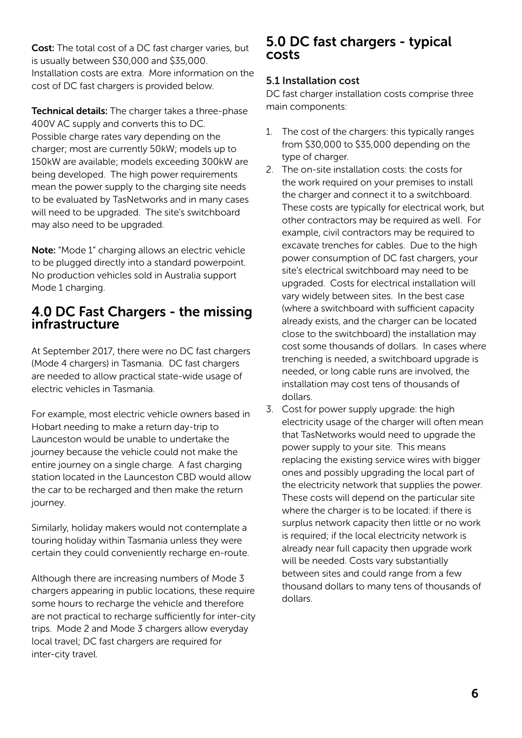**Cost:** The total cost of a DC fast charger varies, but is usually between $30,000 and $35,000. Installation costs are extra. More information on the cost of DC fast chargers is provided below.

**Technical details:** The charger takes a three-phase 400V AC supply and converts this to DC. Possible charge rates vary depending on the charger; most are currently 50kW; models up to 150kW are available; models exceeding 300kW are being developed. The high power requirements mean the power supply to the charging site needs to be evaluated by TasNetworks and in many cases will need to be upgraded. The site's switchboard may also need to be upgraded.

**Note:** "Mode 1" charging allows an electric vehicle to be plugged directly into a standard powerpoint. No production vehicles sold in Australia support Mode 1 charging.

## 4.0 DC Fast Chargers - the missing infrastructure

At September 2017, there were no DC fast chargers (Mode 4 chargers) in Tasmania. DC fast chargers are needed to allow practical state-wide usage of electric vehicles in Tasmania.

For example, most electric vehicle owners based in Hobart needing to make a return day-trip to Launceston would be unable to undertake the journey because the vehicle could not make the entire journey on a single charge. A fast charging station located in the Launceston CBD would allow the car to be recharged and then make the return journey.

Similarly, holiday makers would not contemplate a touring holiday within Tasmania unless they were certain they could conveniently recharge en-route.

Although there are increasing numbers of Mode 3 chargers appearing in public locations, these require some hours to recharge the vehicle and therefore are not practical to recharge sufficiently for inter-city trips. Mode 2 and Mode 3 chargers allow everyday local travel; DC fast chargers are required for inter-city travel.

## 5.0 DC fast chargers - typical costs

### 5.1 Installation cost

DC fast charger installation costs comprise three main components:

1. The cost of the chargers: this typically ranges from $30,000 to $35,000 depending on the type of charger.
2. The on-site installation costs: the costs for the work required on your premises to install the charger and connect it to a switchboard. These costs are typically for electrical work, but other contractors may be required as well. For example, civil contractors may be required to excavate trenches for cables. Due to the high power consumption of DC fast chargers, your site's electrical switchboard may need to be upgraded. Costs for electrical installation will vary widely between sites. In the best case (where a switchboard with sufficient capacity already exists, and the charger can be located close to the switchboard) the installation may cost some thousands of dollars. In cases where trenching is needed, a switchboard upgrade is needed, or long cable runs are involved, the installation may cost tens of thousands of dollars.
3. Cost for power supply upgrade: the high electricity usage of the charger will often mean that TasNetworks would need to upgrade the power supply to your site. This means replacing the existing service wires with bigger ones and possibly upgrading the local part of the electricity network that supplies the power. These costs will depend on the particular site where the charger is to be located: if there is surplus network capacity then little or no work is required; if the local electricity network is already near full capacity then upgrade work will be needed. Costs vary substantially between sites and could range from a few thousand dollars to many tens of thousands of dollars.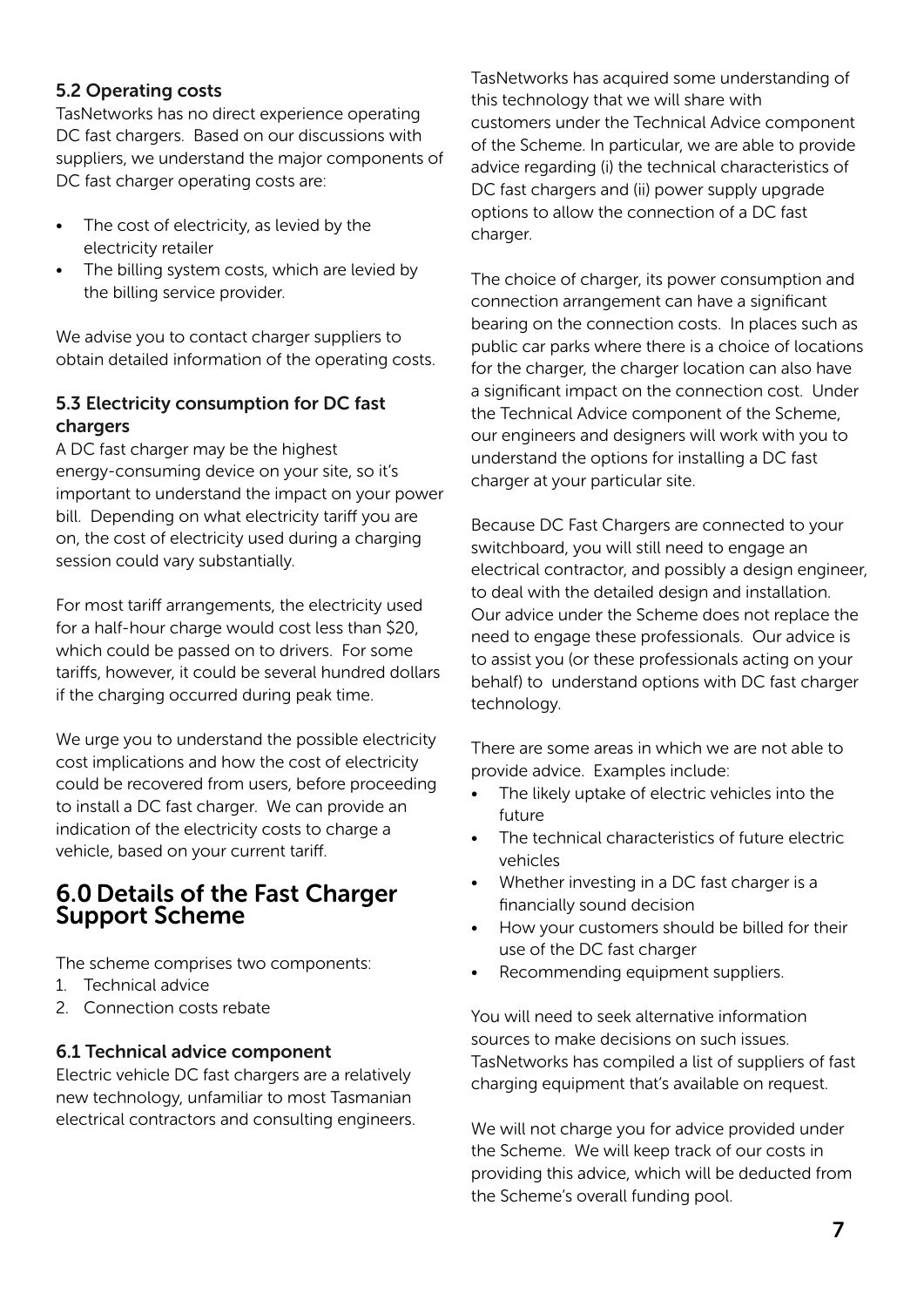### 5.2 Operating costs

TasNetworks has no direct experience operating DC fast chargers. Based on our discussions with suppliers, we understand the major components of DC fast charger operating costs are:

- The cost of electricity, as levied by the electricity retailer
- The billing system costs, which are levied by the billing service provider.

We advise you to contact charger suppliers to obtain detailed information of the operating costs.

### 5.3 Electricity consumption for DC fast chargers

A DC fast charger may be the highest energy-consuming device on your site, so it's important to understand the impact on your power bill. Depending on what electricity tariff you are on, the cost of electricity used during a charging session could vary substantially.

For most tariff arrangements, the electricity used for a half-hour charge would cost less than $20, which could be passed on to drivers. For some tariffs, however, it could be several hundred dollars if the charging occurred during peak time.

We urge you to understand the possible electricity cost implications and how the cost of electricity could be recovered from users, before proceeding to install a DC fast charger. We can provide an indication of the electricity costs to charge a vehicle, based on your current tariff.

## 6.0 Details of the Fast Charger Support Scheme

The scheme comprises two components:

1. Technical advice
2. Connection costs rebate

### 6.1 Technical advice component

Electric vehicle DC fast chargers are a relatively new technology, unfamiliar to most Tasmanian electrical contractors and consulting engineers. TasNetworks has acquired some understanding of this technology that we will share with customers under the Technical Advice component of the Scheme. In particular, we are able to provide advice regarding (i) the technical characteristics of DC fast chargers and (ii) power supply upgrade options to allow the connection of a DC fast charger.

The choice of charger, its power consumption and connection arrangement can have a significant bearing on the connection costs. In places such as public car parks where there is a choice of locations for the charger, the charger location can also have a significant impact on the connection cost. Under the Technical Advice component of the Scheme, our engineers and designers will work with you to understand the options for installing a DC fast charger at your particular site.

Because DC Fast Chargers are connected to your switchboard, you will still need to engage an electrical contractor, and possibly a design engineer, to deal with the detailed design and installation. Our advice under the Scheme does not replace the need to engage these professionals. Our advice is to assist you (or these professionals acting on your behalf) to understand options with DC fast charger technology.

There are some areas in which we are not able to provide advice. Examples include:

- The likely uptake of electric vehicles into the future
- The technical characteristics of future electric vehicles
- Whether investing in a DC fast charger is a financially sound decision
- How your customers should be billed for their use of the DC fast charger
- Recommending equipment suppliers.

You will need to seek alternative information sources to make decisions on such issues. TasNetworks has compiled a list of suppliers of fast charging equipment that's available on request.

We will not charge you for advice provided under the Scheme. We will keep track of our costs in providing this advice, which will be deducted from the Scheme's overall funding pool.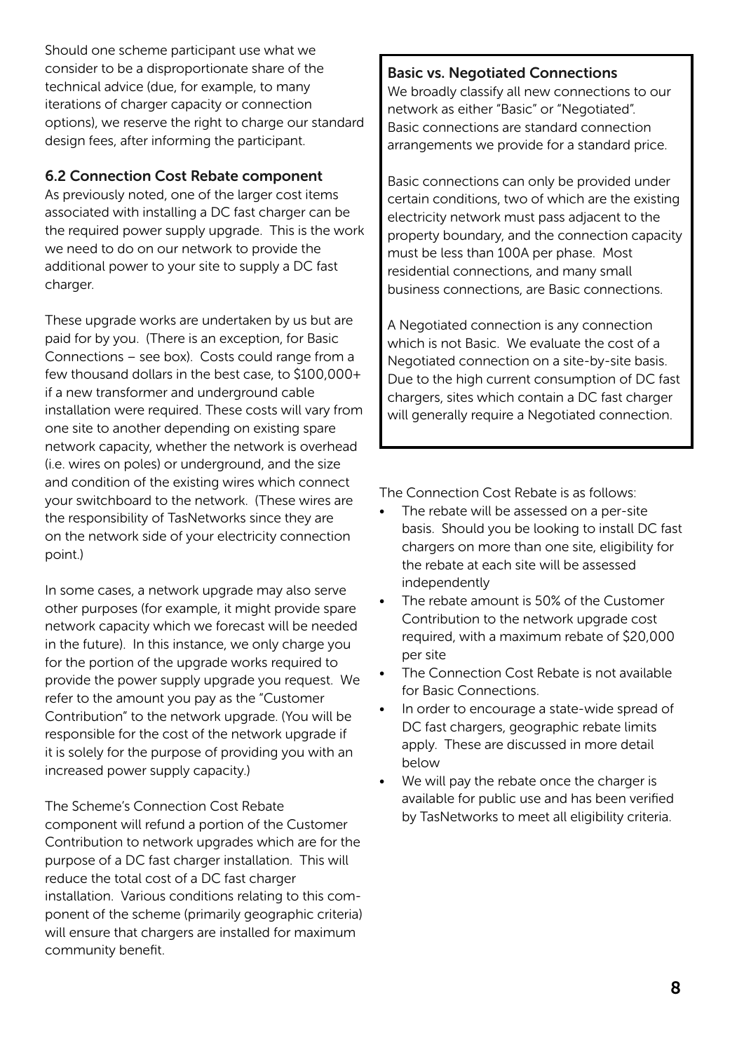Should one scheme participant use what we consider to be a disproportionate share of the technical advice (due, for example, to many iterations of charger capacity or connection options), we reserve the right to charge our standard design fees, after informing the participant.

### 6.2 Connection Cost Rebate component

As previously noted, one of the larger cost items associated with installing a DC fast charger can be the required power supply upgrade. This is the work we need to do on our network to provide the additional power to your site to supply a DC fast charger.

These upgrade works are undertaken by us but are paid for by you. (There is an exception, for Basic Connections – see box). Costs could range from a few thousand dollars in the best case, to $100,000+ if a new transformer and underground cable installation were required. These costs will vary from one site to another depending on existing spare network capacity, whether the network is overhead (i.e. wires on poles) or underground, and the size and condition of the existing wires which connect your switchboard to the network. (These wires are the responsibility of TasNetworks since they are on the network side of your electricity connection point.)

In some cases, a network upgrade may also serve other purposes (for example, it might provide spare network capacity which we forecast will be needed in the future). In this instance, we only charge you for the portion of the upgrade works required to provide the power supply upgrade you request. We refer to the amount you pay as the "Customer Contribution" to the network upgrade. (You will be responsible for the cost of the network upgrade if it is solely for the purpose of providing you with an increased power supply capacity.)

The Scheme's Connection Cost Rebate component will refund a portion of the Customer Contribution to network upgrades which are for the purpose of a DC fast charger installation. This will reduce the total cost of a DC fast charger installation. Various conditions relating to this component of the scheme (primarily geographic criteria) will ensure that chargers are installed for maximum community benefit.

**Basic vs. Negotiated Connections**

We broadly classify all new connections to our network as either "Basic" or "Negotiated". Basic connections are standard connection arrangements we provide for a standard price.

Basic connections can only be provided under certain conditions, two of which are the existing electricity network must pass adjacent to the property boundary, and the connection capacity must be less than 100A per phase. Most residential connections, and many small business connections, are Basic connections.

A Negotiated connection is any connection which is not Basic. We evaluate the cost of a Negotiated connection on a site-by-site basis. Due to the high current consumption of DC fast chargers, sites which contain a DC fast charger will generally require a Negotiated connection.

The Connection Cost Rebate is as follows:

- The rebate will be assessed on a per-site basis. Should you be looking to install DC fast chargers on more than one site, eligibility for the rebate at each site will be assessed independently
- The rebate amount is 50% of the Customer Contribution to the network upgrade cost required, with a maximum rebate of $20,000 per site
- The Connection Cost Rebate is not available for Basic Connections.
- In order to encourage a state-wide spread of DC fast chargers, geographic rebate limits apply. These are discussed in more detail below
- We will pay the rebate once the charger is available for public use and has been verified by TasNetworks to meet all eligibility criteria.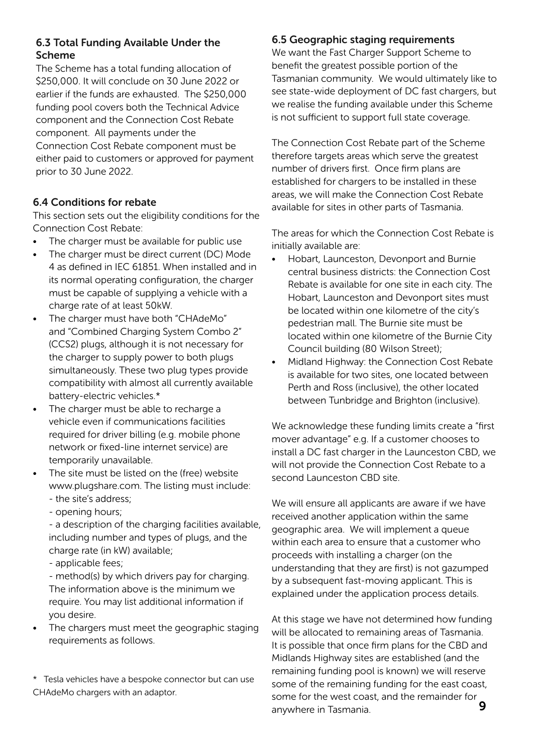### 6.3 Total Funding Available Under the Scheme

The Scheme has a total funding allocation of $250,000. It will conclude on 30 June 2022 or earlier if the funds are exhausted. The $250,000 funding pool covers both the Technical Advice component and the Connection Cost Rebate component. All payments under the Connection Cost Rebate component must be either paid to customers or approved for payment prior to 30 June 2022.

### 6.4 Conditions for rebate

This section sets out the eligibility conditions for the Connection Cost Rebate:

- The charger must be available for public use
- The charger must be direct current (DC) Mode 4 as defined in IEC 61851. When installed and in its normal operating configuration, the charger must be capable of supplying a vehicle with a charge rate of at least 50kW.
- The charger must have both "CHAdeMo" and "Combined Charging System Combo 2" (CCS2) plugs, although it is not necessary for the charger to supply power to both plugs simultaneously. These two plug types provide compatibility with almost all currently available battery-electric vehicles.*
- The charger must be able to recharge a vehicle even if communications facilities required for driver billing (e.g. mobile phone network or fixed-line internet service) are temporarily unavailable.
- The site must be listed on the (free) website www.plugshare.com. The listing must include:
  - the site's address;
  - opening hours;
  - a description of the charging facilities available, including number and types of plugs, and the charge rate (in kW) available;
  - applicable fees;
  - method(s) by which drivers pay for charging.

  The information above is the minimum we require. You may list additional information if you desire.
- The chargers must meet the geographic staging requirements as follows.

\* Tesla vehicles have a bespoke connector but can use CHAdeMo chargers with an adaptor.

### 6.5 Geographic staging requirements

We want the Fast Charger Support Scheme to benefit the greatest possible portion of the Tasmanian community. We would ultimately like to see state-wide deployment of DC fast chargers, but we realise the funding available under this Scheme is not sufficient to support full state coverage.

The Connection Cost Rebate part of the Scheme therefore targets areas which serve the greatest number of drivers first. Once firm plans are established for chargers to be installed in these areas, we will make the Connection Cost Rebate available for sites in other parts of Tasmania.

The areas for which the Connection Cost Rebate is initially available are:

- Hobart, Launceston, Devonport and Burnie central business districts: the Connection Cost Rebate is available for one site in each city. The Hobart, Launceston and Devonport sites must be located within one kilometre of the city's pedestrian mall. The Burnie site must be located within one kilometre of the Burnie City Council building (80 Wilson Street);
- Midland Highway: the Connection Cost Rebate is available for two sites, one located between Perth and Ross (inclusive), the other located between Tunbridge and Brighton (inclusive).

We acknowledge these funding limits create a "first mover advantage" e.g. If a customer chooses to install a DC fast charger in the Launceston CBD, we will not provide the Connection Cost Rebate to a second Launceston CBD site.

We will ensure all applicants are aware if we have received another application within the same geographic area. We will implement a queue within each area to ensure that a customer who proceeds with installing a charger (on the understanding that they are first) is not gazumped by a subsequent fast-moving applicant. This is explained under the application process details.

At this stage we have not determined how funding will be allocated to remaining areas of Tasmania. It is possible that once firm plans for the CBD and Midlands Highway sites are established (and the remaining funding pool is known) we will reserve some of the remaining funding for the east coast, some for the west coast, and the remainder for anywhere in Tasmania.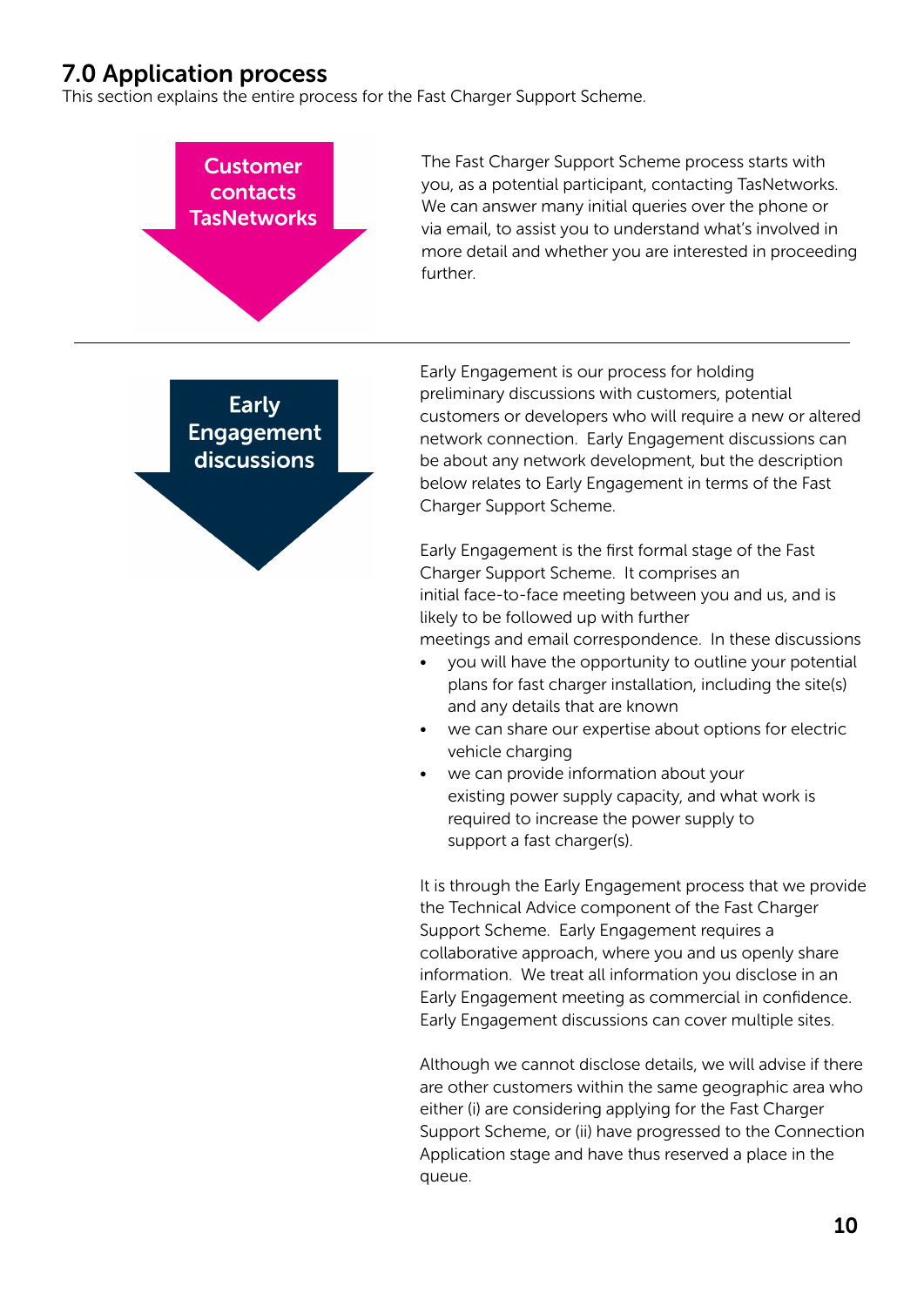## 7.0 Application process

This section explains the entire process for the Fast Charger Support Scheme.

**Customer contacts TasNetworks**

The Fast Charger Support Scheme process starts with you, as a potential participant, contacting TasNetworks. We can answer many initial queries over the phone or via email, to assist you to understand what's involved in more detail and whether you are interested in proceeding further.

---

**Early Engagement discussions**

Early Engagement is our process for holding preliminary discussions with customers, potential customers or developers who will require a new or altered network connection. Early Engagement discussions can be about any network development, but the description below relates to Early Engagement in terms of the Fast Charger Support Scheme.

Early Engagement is the first formal stage of the Fast Charger Support Scheme. It comprises an initial face-to-face meeting between you and us, and is likely to be followed up with further meetings and email correspondence. In these discussions

- you will have the opportunity to outline your potential plans for fast charger installation, including the site(s) and any details that are known
- we can share our expertise about options for electric vehicle charging
- we can provide information about your existing power supply capacity, and what work is required to increase the power supply to support a fast charger(s).

It is through the Early Engagement process that we provide the Technical Advice component of the Fast Charger Support Scheme. Early Engagement requires a collaborative approach, where you and us openly share information. We treat all information you disclose in an Early Engagement meeting as commercial in confidence. Early Engagement discussions can cover multiple sites.

Although we cannot disclose details, we will advise if there are other customers within the same geographic area who either (i) are considering applying for the Fast Charger Support Scheme, or (ii) have progressed to the Connection Application stage and have thus reserved a place in the queue.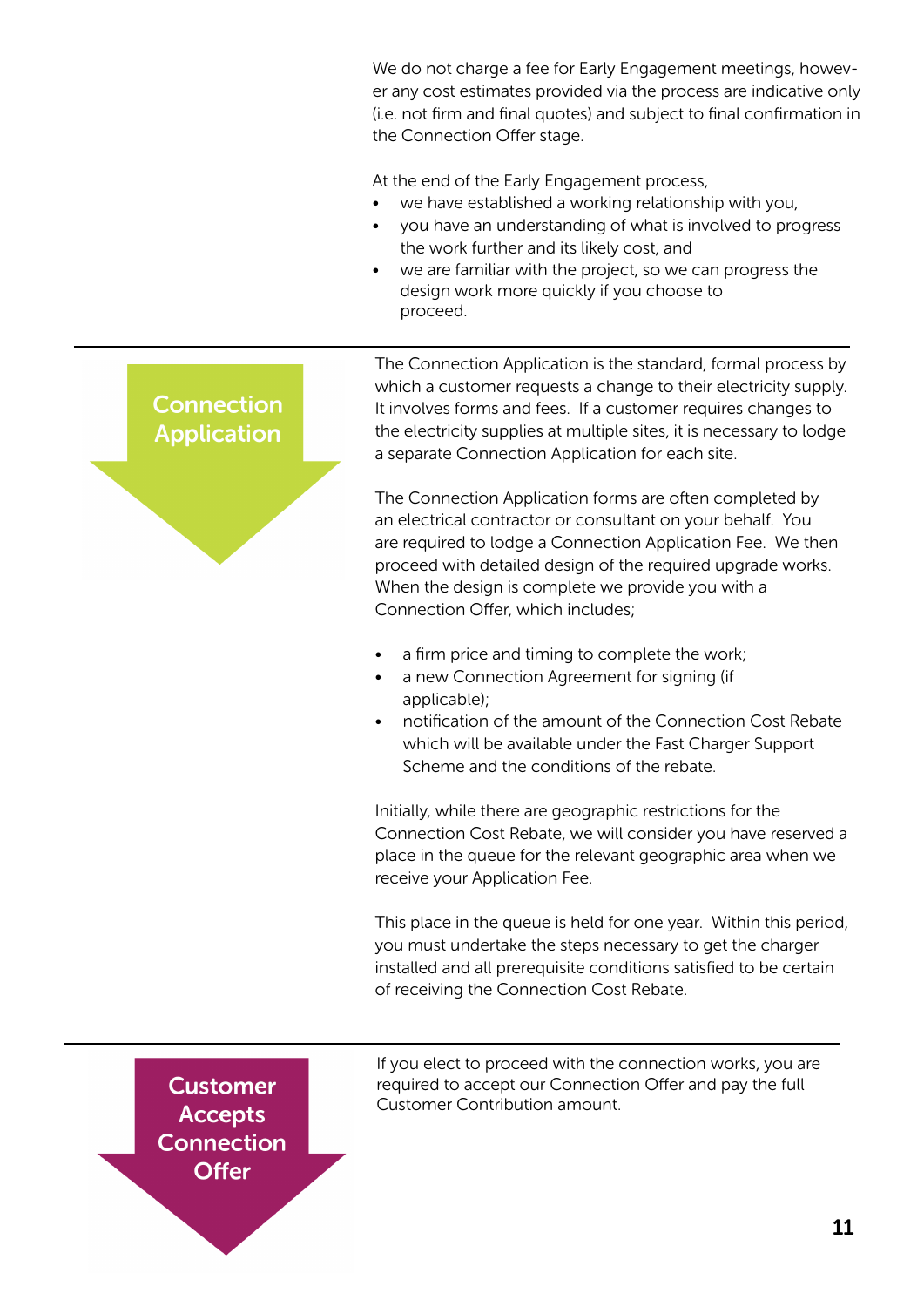We do not charge a fee for Early Engagement meetings, however any cost estimates provided via the process are indicative only (i.e. not firm and final quotes) and subject to final confirmation in the Connection Offer stage.

At the end of the Early Engagement process,

- we have established a working relationship with you,
- you have an understanding of what is involved to progress the work further and its likely cost, and
- we are familiar with the project, so we can progress the design work more quickly if you choose to proceed.

---

## Connection Application

The Connection Application is the standard, formal process by which a customer requests a change to their electricity supply. It involves forms and fees. If a customer requires changes to the electricity supplies at multiple sites, it is necessary to lodge a separate Connection Application for each site.

The Connection Application forms are often completed by an electrical contractor or consultant on your behalf. You are required to lodge a Connection Application Fee. We then proceed with detailed design of the required upgrade works. When the design is complete we provide you with a Connection Offer, which includes;

- a firm price and timing to complete the work;
- a new Connection Agreement for signing (if applicable);
- notification of the amount of the Connection Cost Rebate which will be available under the Fast Charger Support Scheme and the conditions of the rebate.

Initially, while there are geographic restrictions for the Connection Cost Rebate, we will consider you have reserved a place in the queue for the relevant geographic area when we receive your Application Fee.

This place in the queue is held for one year. Within this period, you must undertake the steps necessary to get the charger installed and all prerequisite conditions satisfied to be certain of receiving the Connection Cost Rebate.

---

## Customer Accepts Connection Offer

If you elect to proceed with the connection works, you are required to accept our Connection Offer and pay the full Customer Contribution amount.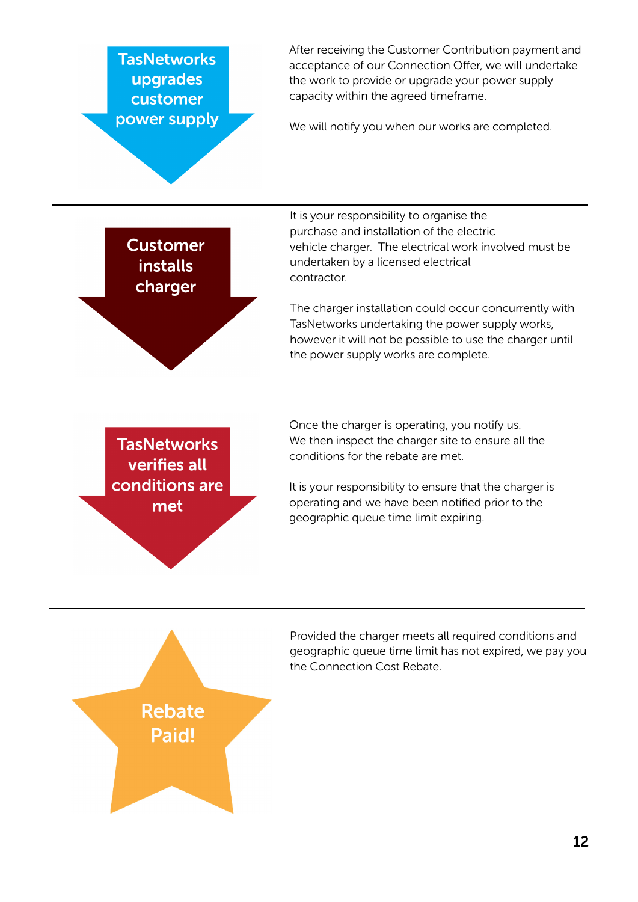**TasNetworks upgrades customer power supply**

After receiving the Customer Contribution payment and acceptance of our Connection Offer, we will undertake the work to provide or upgrade your power supply capacity within the agreed timeframe.

We will notify you when our works are completed.

---

**Customer installs charger**

It is your responsibility to organise the purchase and installation of the electric vehicle charger. The electrical work involved must be undertaken by a licensed electrical contractor.

The charger installation could occur concurrently with TasNetworks undertaking the power supply works, however it will not be possible to use the charger until the power supply works are complete.

---

**TasNetworks verifies all conditions are met**

Once the charger is operating, you notify us. We then inspect the charger site to ensure all the conditions for the rebate are met.

It is your responsibility to ensure that the charger is operating and we have been notified prior to the geographic queue time limit expiring.

---

**Rebate Paid!**

Provided the charger meets all required conditions and geographic queue time limit has not expired, we pay you the Connection Cost Rebate.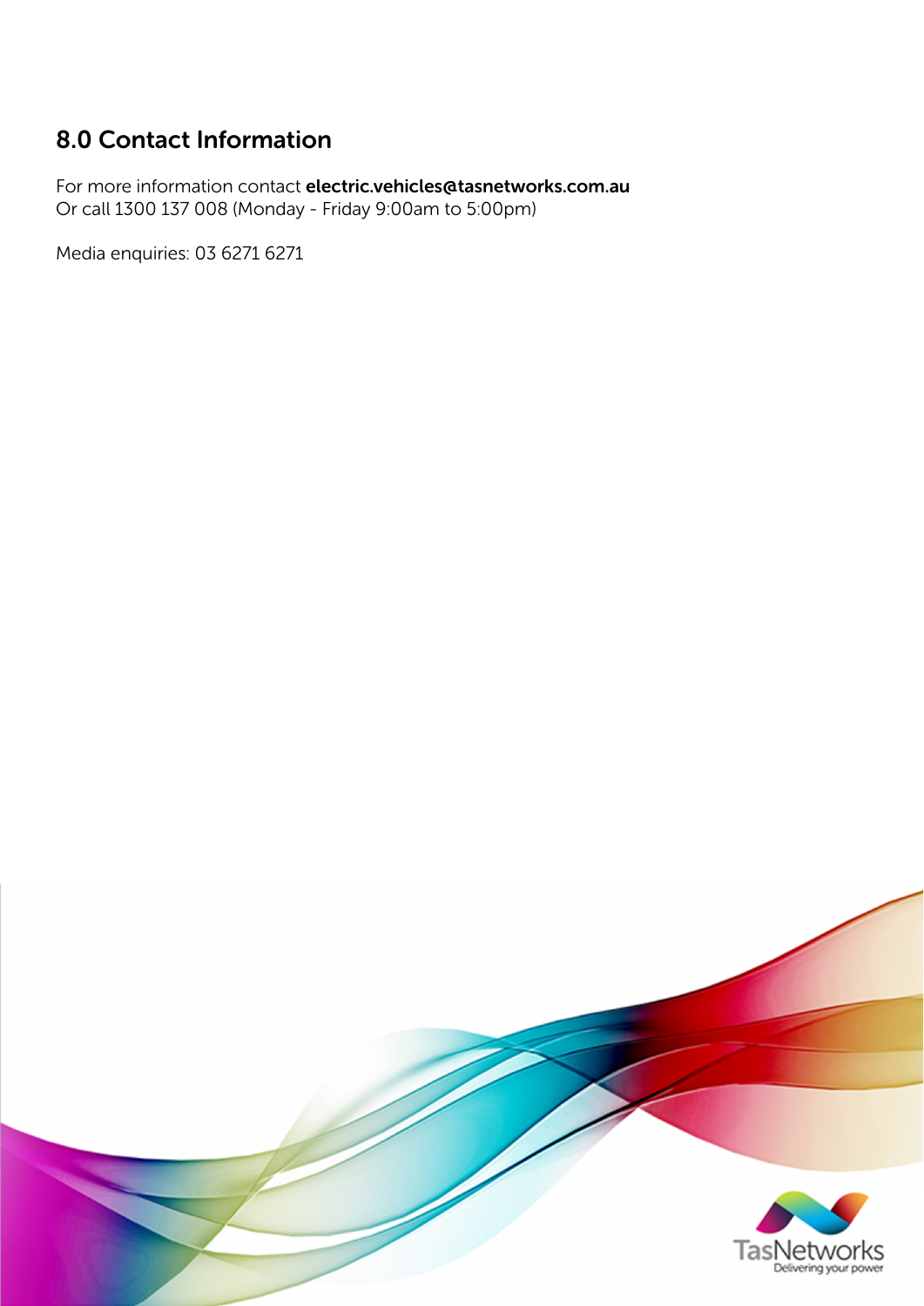## 8.0 Contact Information

For more information contact **electric.vehicles@tasnetworks.com.au**
Or call 1300 137 008 (Monday - Friday 9:00am to 5:00pm)

Media enquiries: 03 6271 6271